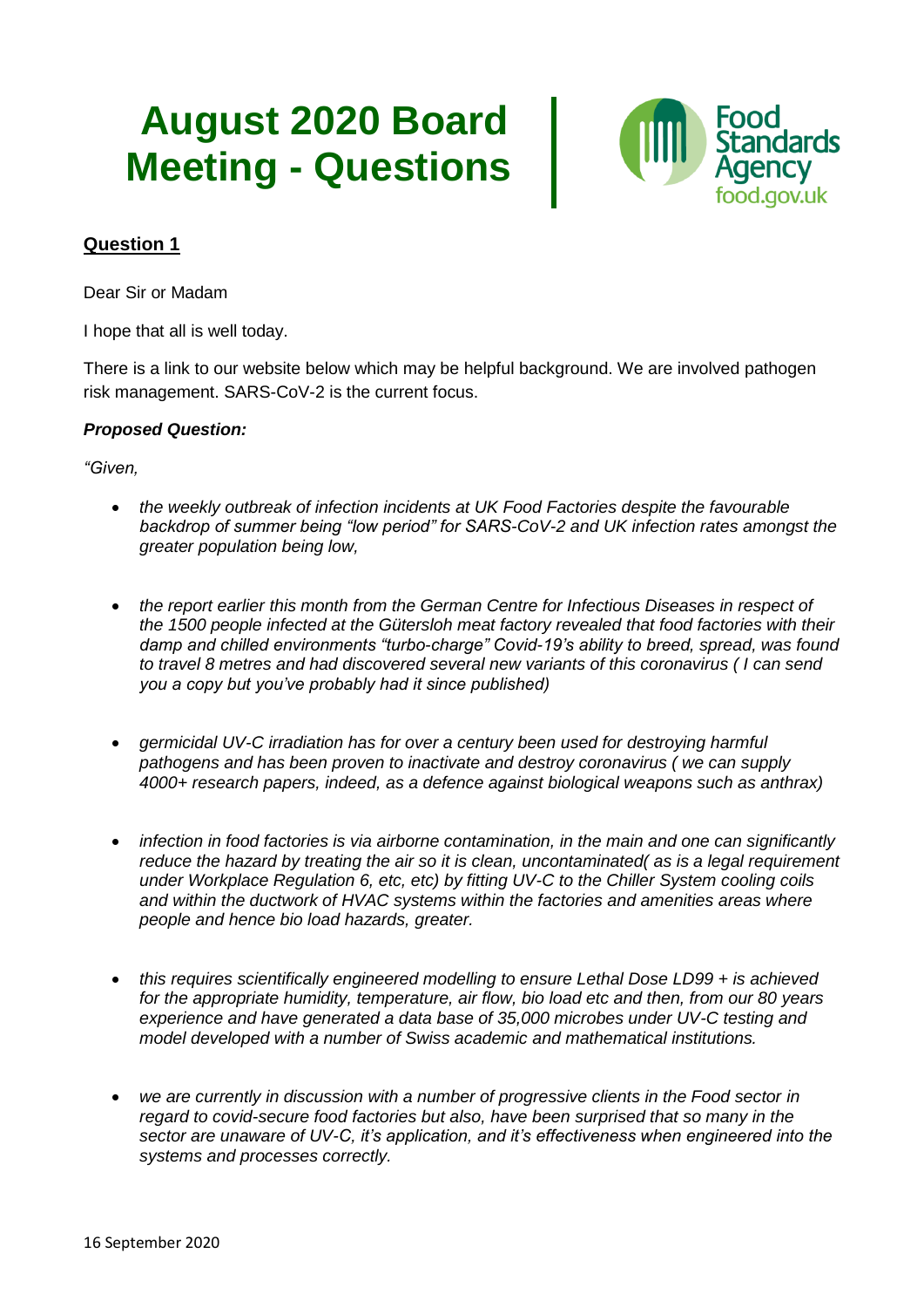# August 2020 Board Meeting - Questions

Food Standards Agency
food.gov.uk

## Question 1

Dear Sir or Madam

I hope that all is well today.

There is a link to our website below which may be helpful background. We are involved pathogen risk management. SARS-CoV-2 is the current focus.

***Proposed Question:***

*"Given,*

- *the weekly outbreak of infection incidents at UK Food Factories despite the favourable backdrop of summer being "low period" for SARS-CoV-2 and UK infection rates amongst the greater population being low,*
- *the report earlier this month from the German Centre for Infectious Diseases in respect of the 1500 people infected at the Gütersloh meat factory revealed that food factories with their damp and chilled environments "turbo-charge" Covid-19's ability to breed, spread, was found to travel 8 metres and had discovered several new variants of this coronavirus ( I can send you a copy but you've probably had it since published)*
- *germicidal UV-C irradiation has for over a century been used for destroying harmful pathogens and has been proven to inactivate and destroy coronavirus ( we can supply 4000+ research papers, indeed, as a defence against biological weapons such as anthrax)*
- *infection in food factories is via airborne contamination, in the main and one can significantly reduce the hazard by treating the air so it is clean, uncontaminated( as is a legal requirement under Workplace Regulation 6, etc, etc) by fitting UV-C to the Chiller System cooling coils and within the ductwork of HVAC systems within the factories and amenities areas where people and hence bio load hazards, greater.*
- *this requires scientifically engineered modelling to ensure Lethal Dose LD99 + is achieved for the appropriate humidity, temperature, air flow, bio load etc and then, from our 80 years experience and have generated a data base of 35,000 microbes under UV-C testing and model developed with a number of Swiss academic and mathematical institutions.*
- *we are currently in discussion with a number of progressive clients in the Food sector in regard to covid-secure food factories but also, have been surprised that so many in the sector are unaware of UV-C, it's application, and it's effectiveness when engineered into the systems and processes correctly.*

16 September 2020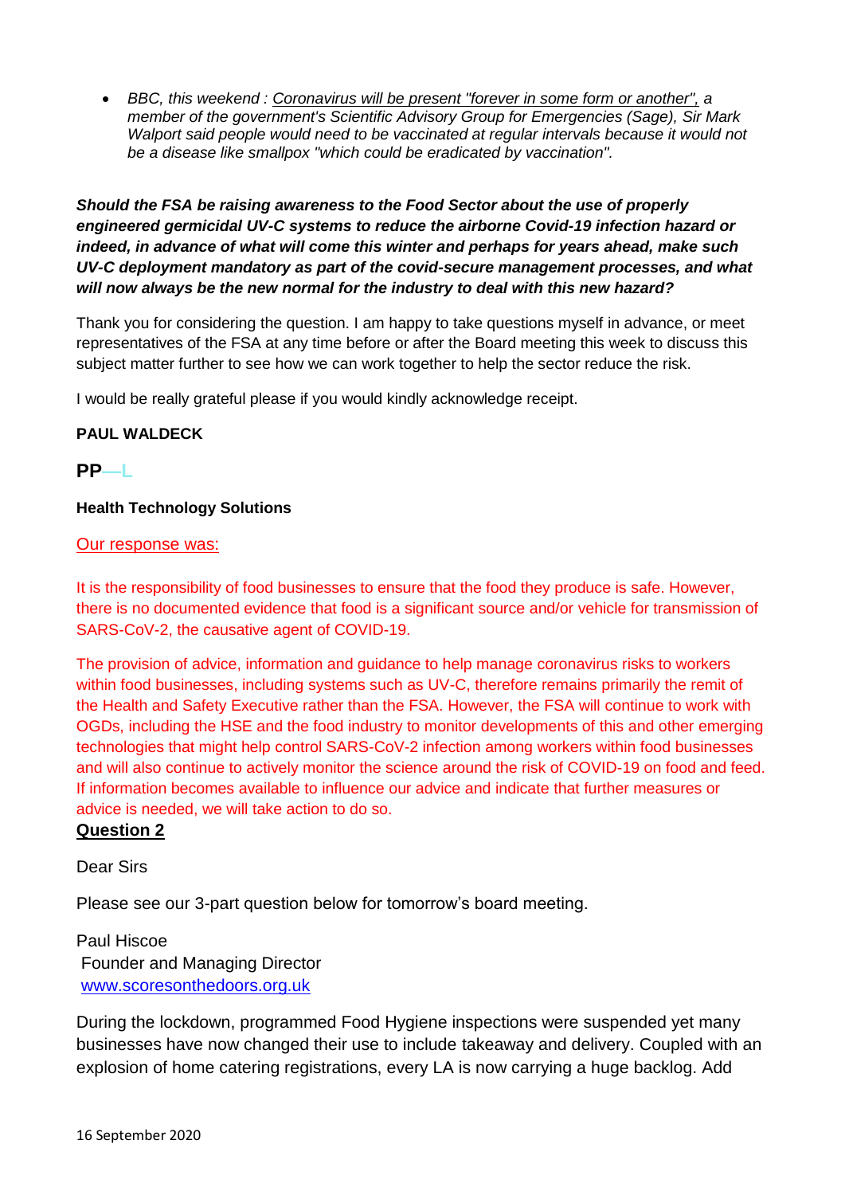- *BBC, this weekend :* *Coronavirus will be present "forever in some form or another",* *a member of the government's Scientific Advisory Group for Emergencies (Sage), Sir Mark Walport said people would need to be vaccinated at regular intervals because it would not be a disease like smallpox "which could be eradicated by vaccination".*

***Should the FSA be raising awareness to the Food Sector about the use of properly engineered germicidal UV-C systems to reduce the airborne Covid-19 infection hazard or indeed, in advance of what will come this winter and perhaps for years ahead, make such UV-C deployment mandatory as part of the covid-secure management processes, and what will now always be the new normal for the industry to deal with this new hazard?***

Thank you for considering the question. I am happy to take questions myself in advance, or meet representatives of the FSA at any time before or after the Board meeting this week to discuss this subject matter further to see how we can work together to help the sector reduce the risk.

I would be really grateful please if you would kindly acknowledge receipt.

**PAUL WALDECK**

**PP—L**

**Health Technology Solutions**

Our response was:

It is the responsibility of food businesses to ensure that the food they produce is safe. However, there is no documented evidence that food is a significant source and/or vehicle for transmission of SARS-CoV-2, the causative agent of COVID-19.

The provision of advice, information and guidance to help manage coronavirus risks to workers within food businesses, including systems such as UV-C, therefore remains primarily the remit of the Health and Safety Executive rather than the FSA. However, the FSA will continue to work with OGDs, including the HSE and the food industry to monitor developments of this and other emerging technologies that might help control SARS-CoV-2 infection among workers within food businesses and will also continue to actively monitor the science around the risk of COVID-19 on food and feed. If information becomes available to influence our advice and indicate that further measures or advice is needed, we will take action to do so.

## Question 2

Dear Sirs

Please see our 3-part question below for tomorrow's board meeting.

Paul Hiscoe
Founder and Managing Director
www.scoresonthedoors.org.uk

During the lockdown, programmed Food Hygiene inspections were suspended yet many businesses have now changed their use to include takeaway and delivery. Coupled with an explosion of home catering registrations, every LA is now carrying a huge backlog. Add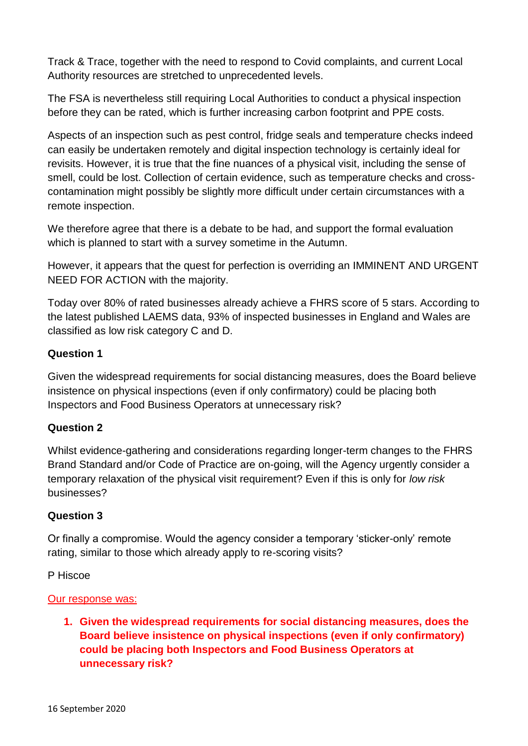Track & Trace, together with the need to respond to Covid complaints, and current Local Authority resources are stretched to unprecedented levels.

The FSA is nevertheless still requiring Local Authorities to conduct a physical inspection before they can be rated, which is further increasing carbon footprint and PPE costs.

Aspects of an inspection such as pest control, fridge seals and temperature checks indeed can easily be undertaken remotely and digital inspection technology is certainly ideal for revisits. However, it is true that the fine nuances of a physical visit, including the sense of smell, could be lost. Collection of certain evidence, such as temperature checks and cross-contamination might possibly be slightly more difficult under certain circumstances with a remote inspection.

We therefore agree that there is a debate to be had, and support the formal evaluation which is planned to start with a survey sometime in the Autumn.

However, it appears that the quest for perfection is overriding an IMMINENT AND URGENT NEED FOR ACTION with the majority.

Today over 80% of rated businesses already achieve a FHRS score of 5 stars. According to the latest published LAEMS data, 93% of inspected businesses in England and Wales are classified as low risk category C and D.

**Question 1**

Given the widespread requirements for social distancing measures, does the Board believe insistence on physical inspections (even if only confirmatory) could be placing both Inspectors and Food Business Operators at unnecessary risk?

**Question 2**

Whilst evidence-gathering and considerations regarding longer-term changes to the FHRS Brand Standard and/or Code of Practice are on-going, will the Agency urgently consider a temporary relaxation of the physical visit requirement? Even if this is only for *low risk* businesses?

**Question 3**

Or finally a compromise. Would the agency consider a temporary 'sticker-only' remote rating, similar to those which already apply to re-scoring visits?

P Hiscoe

Our response was:

1. **Given the widespread requirements for social distancing measures, does the Board believe insistence on physical inspections (even if only confirmatory) could be placing both Inspectors and Food Business Operators at unnecessary risk?**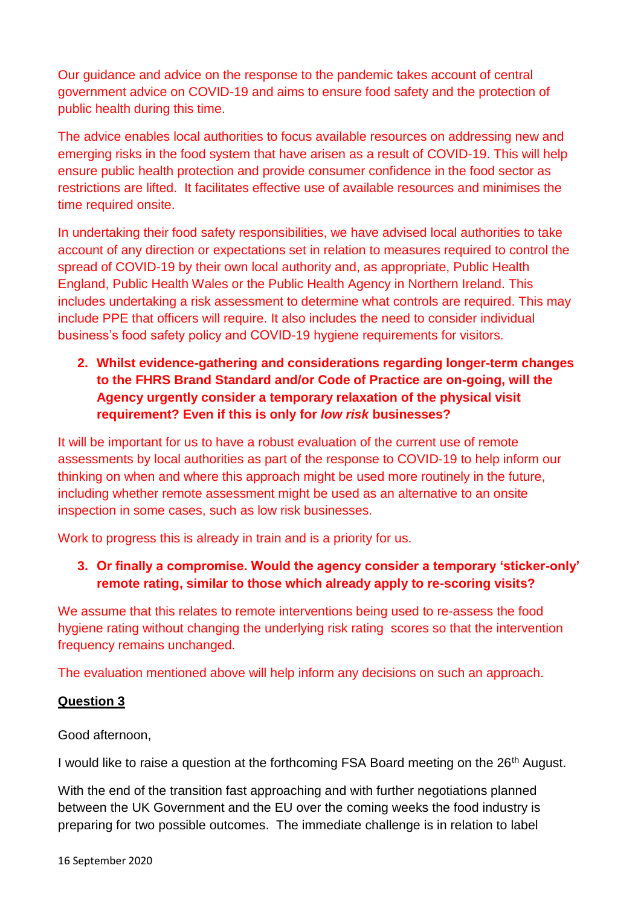Our guidance and advice on the response to the pandemic takes account of central government advice on COVID-19 and aims to ensure food safety and the protection of public health during this time.

The advice enables local authorities to focus available resources on addressing new and emerging risks in the food system that have arisen as a result of COVID-19. This will help ensure public health protection and provide consumer confidence in the food sector as restrictions are lifted. It facilitates effective use of available resources and minimises the time required onsite.

In undertaking their food safety responsibilities, we have advised local authorities to take account of any direction or expectations set in relation to measures required to control the spread of COVID-19 by their own local authority and, as appropriate, Public Health England, Public Health Wales or the Public Health Agency in Northern Ireland. This includes undertaking a risk assessment to determine what controls are required. This may include PPE that officers will require. It also includes the need to consider individual business's food safety policy and COVID-19 hygiene requirements for visitors.

2. **Whilst evidence-gathering and considerations regarding longer-term changes to the FHRS Brand Standard and/or Code of Practice are on-going, will the Agency urgently consider a temporary relaxation of the physical visit requirement? Even if this is only for *low risk* businesses?**

It will be important for us to have a robust evaluation of the current use of remote assessments by local authorities as part of the response to COVID-19 to help inform our thinking on when and where this approach might be used more routinely in the future, including whether remote assessment might be used as an alternative to an onsite inspection in some cases, such as low risk businesses.

Work to progress this is already in train and is a priority for us.

3. **Or finally a compromise. Would the agency consider a temporary 'sticker-only' remote rating, similar to those which already apply to re-scoring visits?**

We assume that this relates to remote interventions being used to re-assess the food hygiene rating without changing the underlying risk rating scores so that the intervention frequency remains unchanged.

The evaluation mentioned above will help inform any decisions on such an approach.

**<u>Question 3</u>**

Good afternoon,

I would like to raise a question at the forthcoming FSA Board meeting on the 26th August.

With the end of the transition fast approaching and with further negotiations planned between the UK Government and the EU over the coming weeks the food industry is preparing for two possible outcomes. The immediate challenge is in relation to label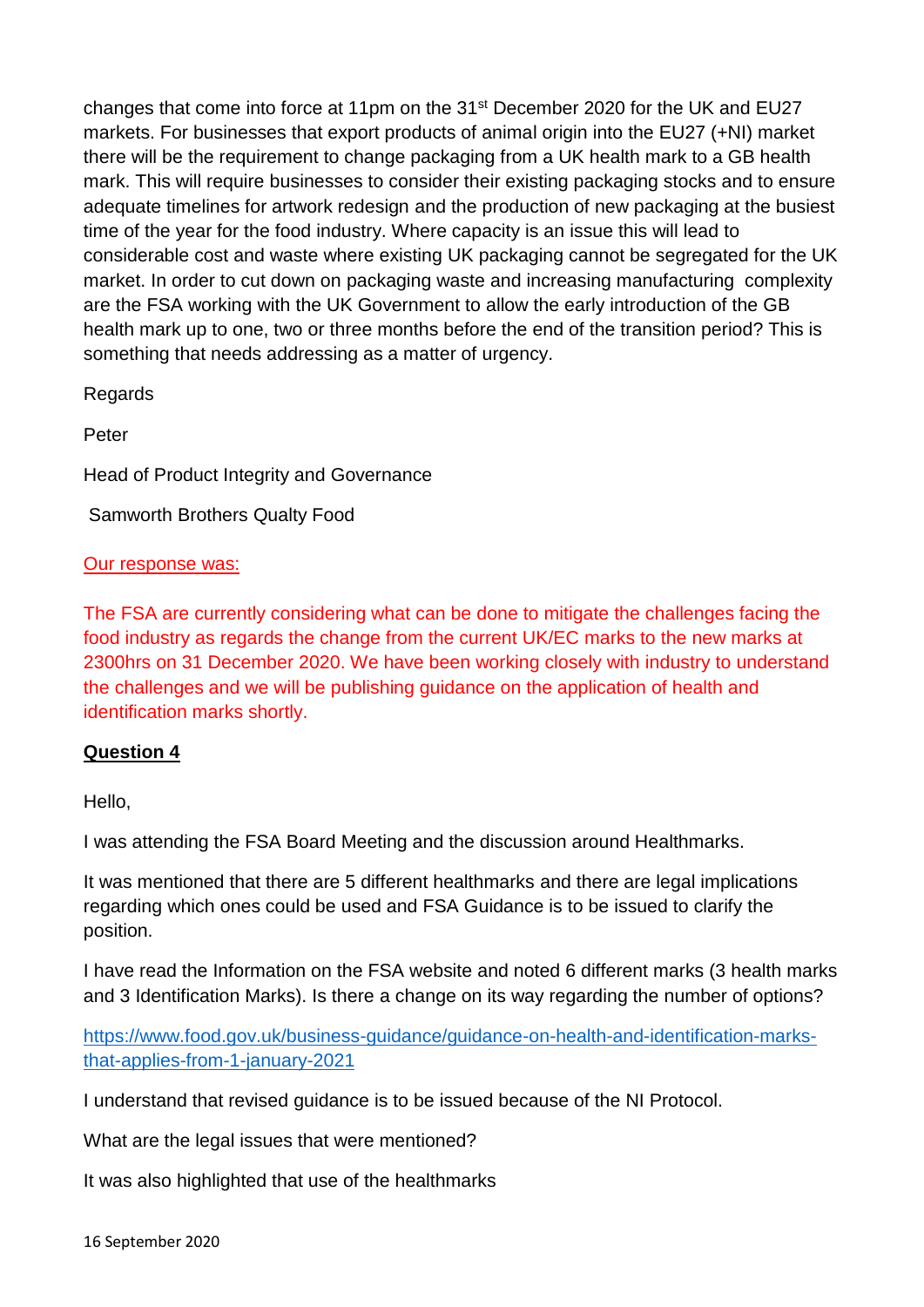changes that come into force at 11pm on the 31st December 2020 for the UK and EU27 markets. For businesses that export products of animal origin into the EU27 (+NI) market there will be the requirement to change packaging from a UK health mark to a GB health mark. This will require businesses to consider their existing packaging stocks and to ensure adequate timelines for artwork redesign and the production of new packaging at the busiest time of the year for the food industry. Where capacity is an issue this will lead to considerable cost and waste where existing UK packaging cannot be segregated for the UK market. In order to cut down on packaging waste and increasing manufacturing complexity are the FSA working with the UK Government to allow the early introduction of the GB health mark up to one, two or three months before the end of the transition period? This is something that needs addressing as a matter of urgency.

Regards

Peter

Head of Product Integrity and Governance

Samworth Brothers Qualty Food

Our response was:

The FSA are currently considering what can be done to mitigate the challenges facing the food industry as regards the change from the current UK/EC marks to the new marks at 2300hrs on 31 December 2020. We have been working closely with industry to understand the challenges and we will be publishing guidance on the application of health and identification marks shortly.

**Question 4**

Hello,

I was attending the FSA Board Meeting and the discussion around Healthmarks.

It was mentioned that there are 5 different healthmarks and there are legal implications regarding which ones could be used and FSA Guidance is to be issued to clarify the position.

I have read the Information on the FSA website and noted 6 different marks (3 health marks and 3 Identification Marks). Is there a change on its way regarding the number of options?

https://www.food.gov.uk/business-guidance/guidance-on-health-and-identification-marks-that-applies-from-1-january-2021

I understand that revised guidance is to be issued because of the NI Protocol.

What are the legal issues that were mentioned?

It was also highlighted that use of the healthmarks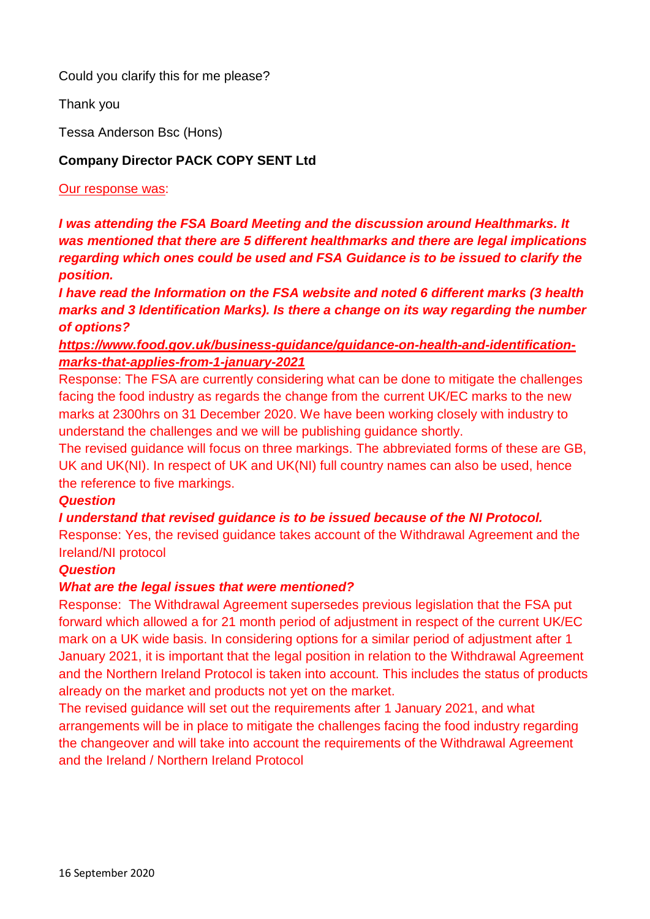Could you clarify this for me please?

Thank you

Tessa Anderson Bsc (Hons)

**Company Director PACK COPY SENT Ltd**

Our response was:

***I was attending the FSA Board Meeting and the discussion around Healthmarks. It was mentioned that there are 5 different healthmarks and there are legal implications regarding which ones could be used and FSA Guidance is to be issued to clarify the position.***

***I have read the Information on the FSA website and noted 6 different marks (3 health marks and 3 Identification Marks). Is there a change on its way regarding the number of options?***

***https://www.food.gov.uk/business-guidance/guidance-on-health-and-identification-marks-that-applies-from-1-january-2021***

Response: The FSA are currently considering what can be done to mitigate the challenges facing the food industry as regards the change from the current UK/EC marks to the new marks at 2300hrs on 31 December 2020. We have been working closely with industry to understand the challenges and we will be publishing guidance shortly.

The revised guidance will focus on three markings. The abbreviated forms of these are GB, UK and UK(NI). In respect of UK and UK(NI) full country names can also be used, hence the reference to five markings.

***Question***

***I understand that revised guidance is to be issued because of the NI Protocol.***

Response: Yes, the revised guidance takes account of the Withdrawal Agreement and the Ireland/NI protocol

***Question***

***What are the legal issues that were mentioned?***

Response: The Withdrawal Agreement supersedes previous legislation that the FSA put forward which allowed a for 21 month period of adjustment in respect of the current UK/EC mark on a UK wide basis. In considering options for a similar period of adjustment after 1 January 2021, it is important that the legal position in relation to the Withdrawal Agreement and the Northern Ireland Protocol is taken into account. This includes the status of products already on the market and products not yet on the market.

The revised guidance will set out the requirements after 1 January 2021, and what arrangements will be in place to mitigate the challenges facing the food industry regarding the changeover and will take into account the requirements of the Withdrawal Agreement and the Ireland / Northern Ireland Protocol

16 September 2020